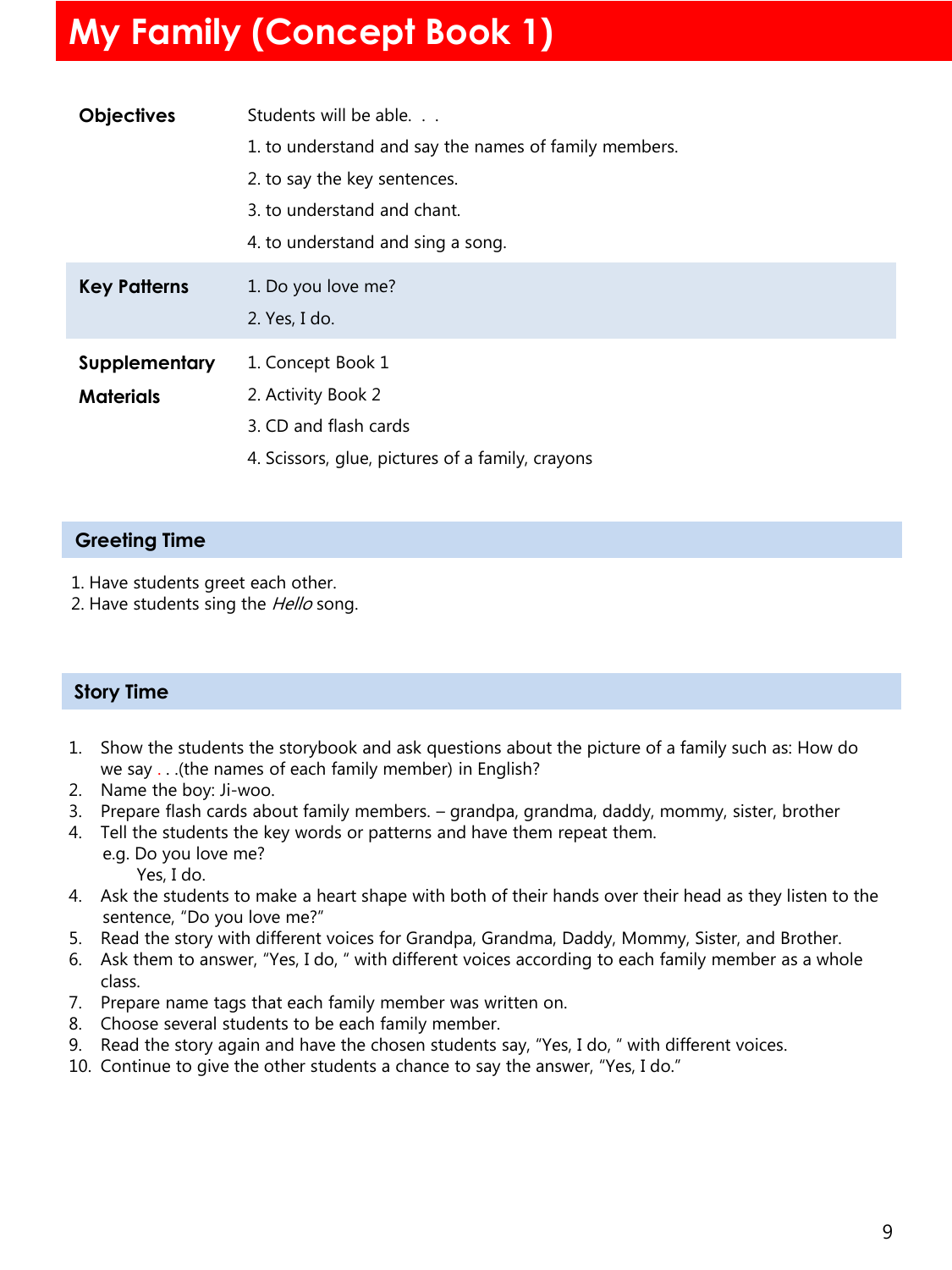# My Family (Concept Book 1)

| | |
|---|---|
| **Objectives** | Students will be able. . .<br>1. to understand and say the names of family members.<br>2. to say the key sentences.<br>3. to understand and chant.<br>4. to understand and sing a song. |
| **Key Patterns** | 1. Do you love me?<br>2. Yes, I do. |
| **Supplementary Materials** | 1. Concept Book 1<br>2. Activity Book 2<br>3. CD and flash cards<br>4. Scissors, glue, pictures of a family, crayons |

## Greeting Time

1. Have students greet each other.
2. Have students sing the *Hello* song.

## Story Time

1. Show the students the storybook and ask questions about the picture of a family such as: How do we say . . .(the names of each family member) in English?
2. Name the boy: Ji-woo.
3. Prepare flash cards about family members. – grandpa, grandma, daddy, mommy, sister, brother
4. Tell the students the key words or patterns and have them repeat them.
   e.g. Do you love me?
   Yes, I do.
4. Ask the students to make a heart shape with both of their hands over their head as they listen to the sentence, "Do you love me?"
5. Read the story with different voices for Grandpa, Grandma, Daddy, Mommy, Sister, and Brother.
6. Ask them to answer, "Yes, I do, " with different voices according to each family member as a whole class.
7. Prepare name tags that each family member was written on.
8. Choose several students to be each family member.
9. Read the story again and have the chosen students say, "Yes, I do, " with different voices.
10. Continue to give the other students a chance to say the answer, "Yes, I do."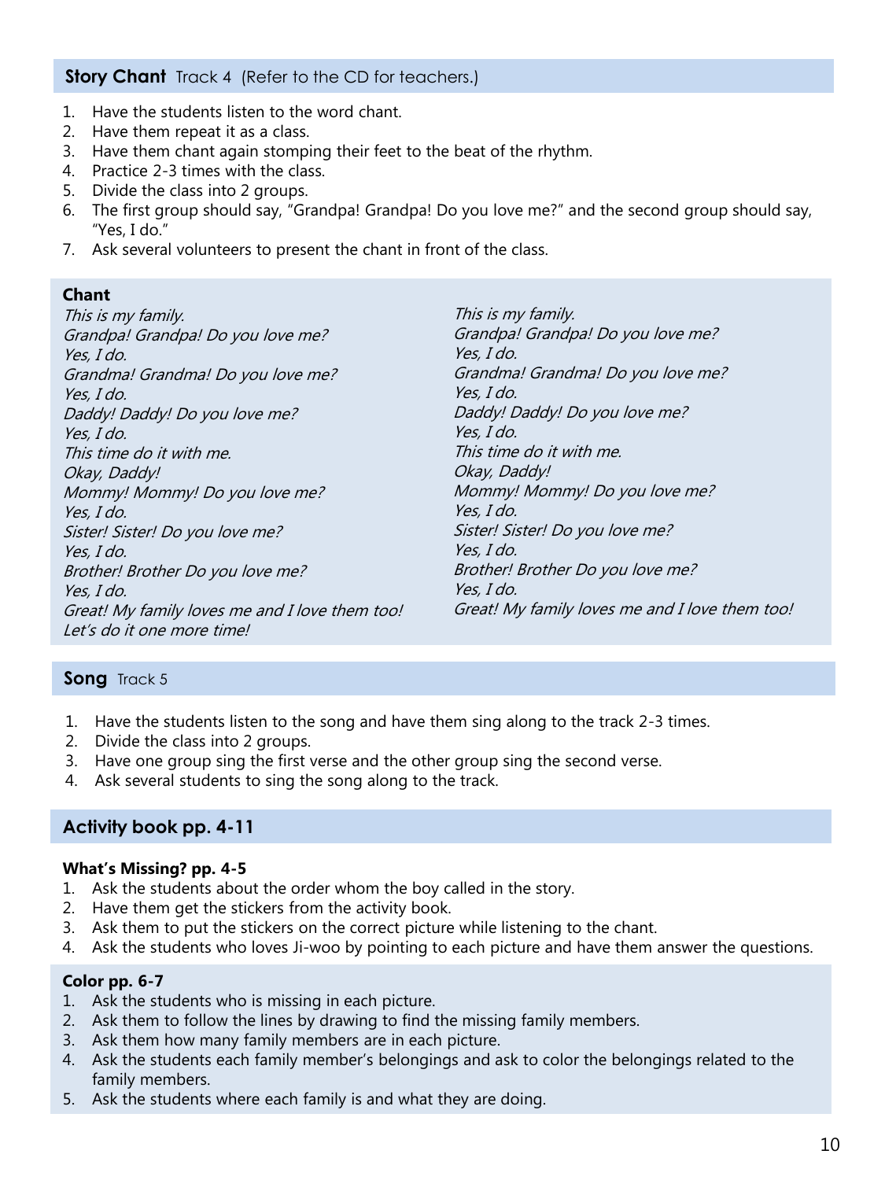## **Story Chant** Track 4 (Refer to the CD for teachers.)

1. Have the students listen to the word chant.
2. Have them repeat it as a class.
3. Have them chant again stomping their feet to the beat of the rhythm.
4. Practice 2-3 times with the class.
5. Divide the class into 2 groups.
6. The first group should say, "Grandpa! Grandpa! Do you love me?" and the second group should say, "Yes, I do."
7. Ask several volunteers to present the chant in front of the class.

**Chant**

*This is my family.*
*Grandpa! Grandpa! Do you love me?*
*Yes, I do.*
*Grandma! Grandma! Do you love me?*
*Yes, I do.*
*Daddy! Daddy! Do you love me?*
*Yes, I do.*
*This time do it with me.*
*Okay, Daddy!*
*Mommy! Mommy! Do you love me?*
*Yes, I do.*
*Sister! Sister! Do you love me?*
*Yes, I do.*
*Brother! Brother Do you love me?*
*Yes, I do.*
*Great! My family loves me and I love them too!*
*Let's do it one more time!*

*This is my family.*
*Grandpa! Grandpa! Do you love me?*
*Yes, I do.*
*Grandma! Grandma! Do you love me?*
*Yes, I do.*
*Daddy! Daddy! Do you love me?*
*Yes, I do.*
*This time do it with me.*
*Okay, Daddy!*
*Mommy! Mommy! Do you love me?*
*Yes, I do.*
*Sister! Sister! Do you love me?*
*Yes, I do.*
*Brother! Brother Do you love me?*
*Yes, I do.*
*Great! My family loves me and I love them too!*

## **Song** Track 5

1. Have the students listen to the song and have them sing along to the track 2-3 times.
2. Divide the class into 2 groups.
3. Have one group sing the first verse and the other group sing the second verse.
4. Ask several students to sing the song along to the track.

## **Activity book pp. 4-11**

**What's Missing? pp. 4-5**

1. Ask the students about the order whom the boy called in the story.
2. Have them get the stickers from the activity book.
3. Ask them to put the stickers on the correct picture while listening to the chant.
4. Ask the students who loves Ji-woo by pointing to each picture and have them answer the questions.

**Color pp. 6-7**

1. Ask the students who is missing in each picture.
2. Ask them to follow the lines by drawing to find the missing family members.
3. Ask them how many family members are in each picture.
4. Ask the students each family member's belongings and ask to color the belongings related to the family members.
5. Ask the students where each family is and what they are doing.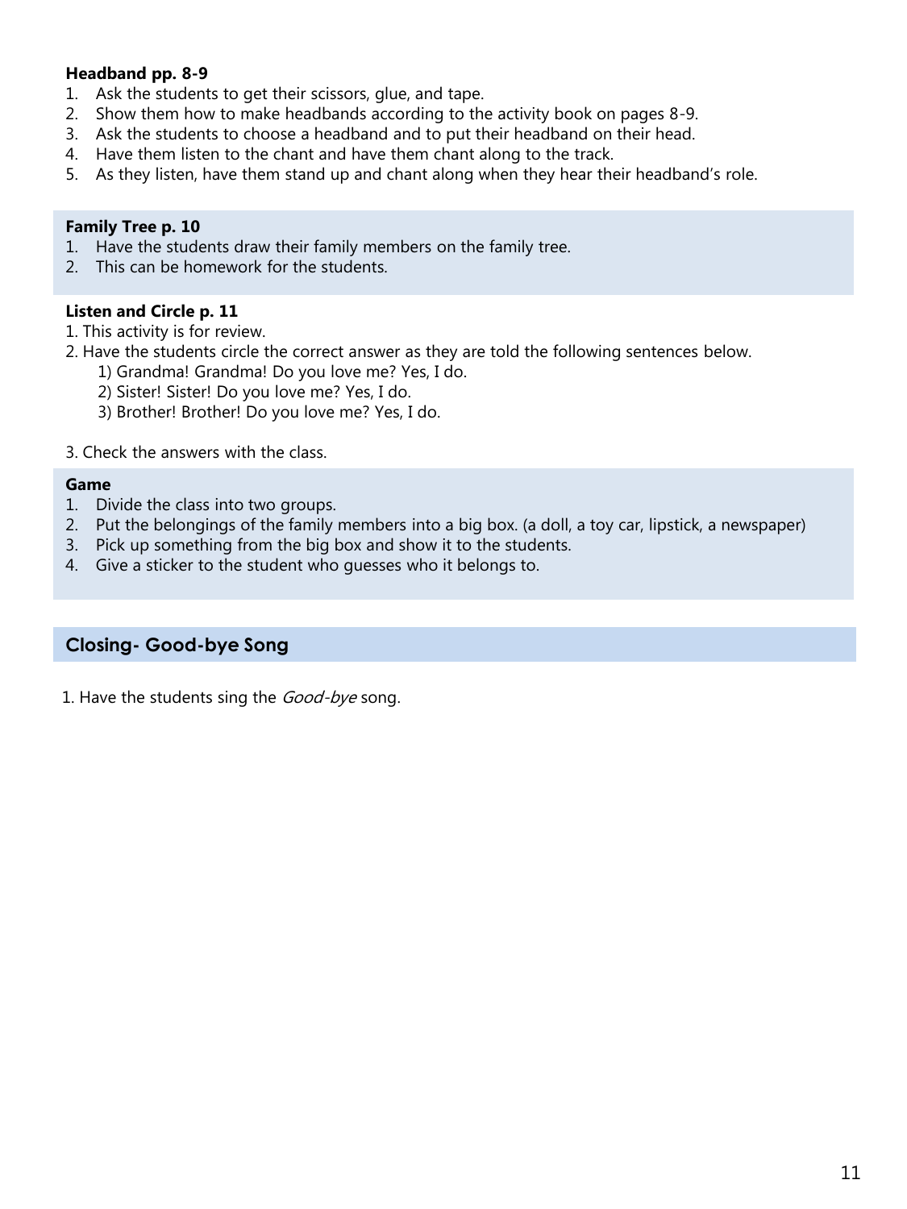**Headband pp. 8-9**

1. Ask the students to get their scissors, glue, and tape.
2. Show them how to make headbands according to the activity book on pages 8-9.
3. Ask the students to choose a headband and to put their headband on their head.
4. Have them listen to the chant and have them chant along to the track.
5. As they listen, have them stand up and chant along when they hear their headband's role.

**Family Tree p. 10**

1. Have the students draw their family members on the family tree.
2. This can be homework for the students.

**Listen and Circle p. 11**

1. This activity is for review.
2. Have the students circle the correct answer as they are told the following sentences below.
   1) Grandma! Grandma! Do you love me? Yes, I do.
   2) Sister! Sister! Do you love me? Yes, I do.
   3) Brother! Brother! Do you love me? Yes, I do.
3. Check the answers with the class.

**Game**

1. Divide the class into two groups.
2. Put the belongings of the family members into a big box. (a doll, a toy car, lipstick, a newspaper)
3. Pick up something from the big box and show it to the students.
4. Give a sticker to the student who guesses who it belongs to.

## Closing- Good-bye Song

1. Have the students sing the *Good-bye* song.